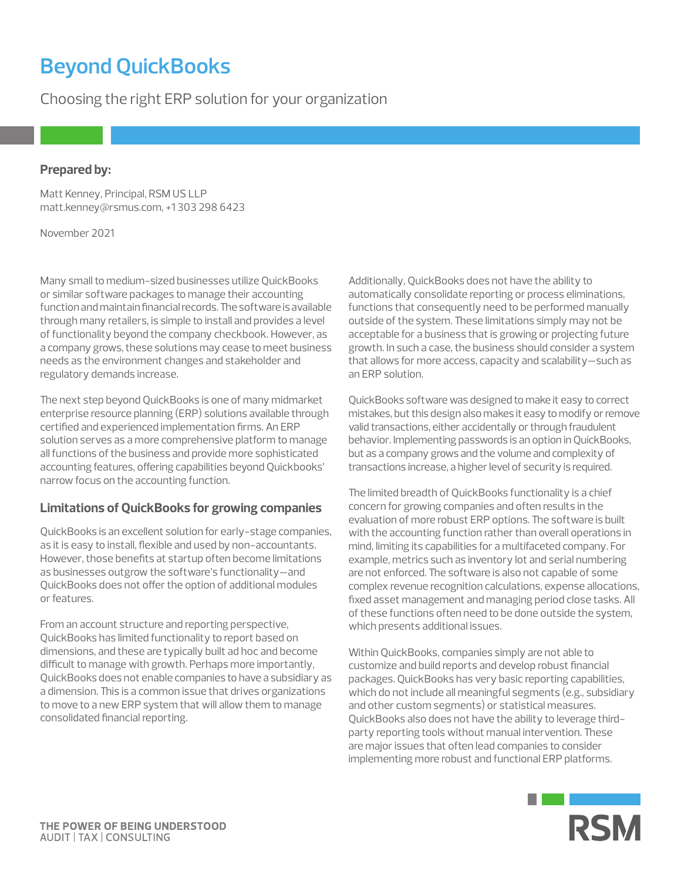# Beyond QuickBooks

Choosing the right ERP solution for your organization

**Prepared by:**

Matt Kenney, Principal, RSM US LLP
matt.kenney@rsmus.com, +1 303 298 6423

November 2021

Many small to medium-sized businesses utilize QuickBooks or similar software packages to manage their accounting function and maintain financial records. The software is available through many retailers, is simple to install and provides a level of functionality beyond the company checkbook. However, as a company grows, these solutions may cease to meet business needs as the environment changes and stakeholder and regulatory demands increase.

The next step beyond QuickBooks is one of many midmarket enterprise resource planning (ERP) solutions available through certified and experienced implementation firms. An ERP solution serves as a more comprehensive platform to manage all functions of the business and provide more sophisticated accounting features, offering capabilities beyond Quickbooks' narrow focus on the accounting function.

## Limitations of QuickBooks for growing companies

QuickBooks is an excellent solution for early-stage companies, as it is easy to install, flexible and used by non-accountants. However, those benefits at startup often become limitations as businesses outgrow the software's functionality—and QuickBooks does not offer the option of additional modules or features.

From an account structure and reporting perspective, QuickBooks has limited functionality to report based on dimensions, and these are typically built ad hoc and become difficult to manage with growth. Perhaps more importantly, QuickBooks does not enable companies to have a subsidiary as a dimension. This is a common issue that drives organizations to move to a new ERP system that will allow them to manage consolidated financial reporting.

Additionally, QuickBooks does not have the ability to automatically consolidate reporting or process eliminations, functions that consequently need to be performed manually outside of the system. These limitations simply may not be acceptable for a business that is growing or projecting future growth. In such a case, the business should consider a system that allows for more access, capacity and scalability—such as an ERP solution.

QuickBooks software was designed to make it easy to correct mistakes, but this design also makes it easy to modify or remove valid transactions, either accidentally or through fraudulent behavior. Implementing passwords is an option in QuickBooks, but as a company grows and the volume and complexity of transactions increase, a higher level of security is required.

The limited breadth of QuickBooks functionality is a chief concern for growing companies and often results in the evaluation of more robust ERP options. The software is built with the accounting function rather than overall operations in mind, limiting its capabilities for a multifaceted company. For example, metrics such as inventory lot and serial numbering are not enforced. The software is also not capable of some complex revenue recognition calculations, expense allocations, fixed asset management and managing period close tasks. All of these functions often need to be done outside the system, which presents additional issues.

Within QuickBooks, companies simply are not able to customize and build reports and develop robust financial packages. QuickBooks has very basic reporting capabilities, which do not include all meaningful segments (e.g., subsidiary and other custom segments) or statistical measures. QuickBooks also does not have the ability to leverage third-party reporting tools without manual intervention. These are major issues that often lead companies to consider implementing more robust and functional ERP platforms.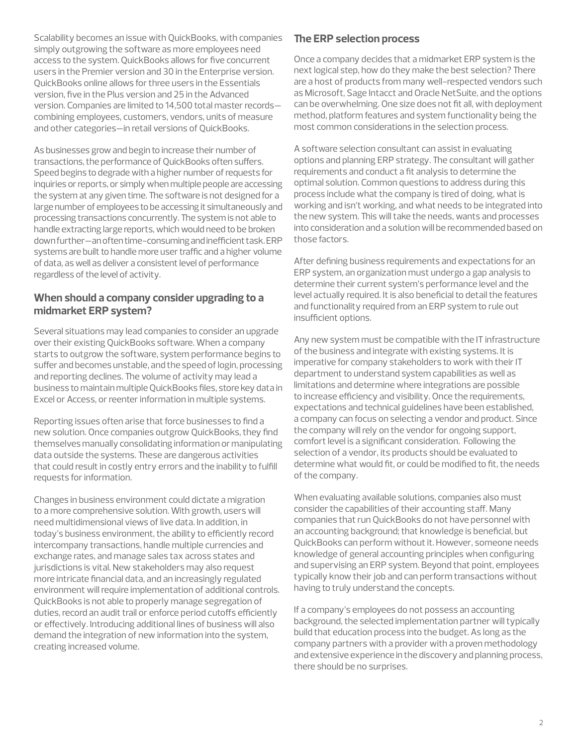Scalability becomes an issue with QuickBooks, with companies simply outgrowing the software as more employees need access to the system. QuickBooks allows for five concurrent users in the Premier version and 30 in the Enterprise version. QuickBooks online allows for three users in the Essentials version, five in the Plus version and 25 in the Advanced version. Companies are limited to 14,500 total master records—combining employees, customers, vendors, units of measure and other categories—in retail versions of QuickBooks.

As businesses grow and begin to increase their number of transactions, the performance of QuickBooks often suffers. Speed begins to degrade with a higher number of requests for inquiries or reports, or simply when multiple people are accessing the system at any given time. The software is not designed for a large number of employees to be accessing it simultaneously and processing transactions concurrently. The system is not able to handle extracting large reports, which would need to be broken down further—an often time-consuming and inefficient task. ERP systems are built to handle more user traffic and a higher volume of data, as well as deliver a consistent level of performance regardless of the level of activity.

## When should a company consider upgrading to a midmarket ERP system?

Several situations may lead companies to consider an upgrade over their existing QuickBooks software. When a company starts to outgrow the software, system performance begins to suffer and becomes unstable, and the speed of login, processing and reporting declines. The volume of activity may lead a business to maintain multiple QuickBooks files, store key data in Excel or Access, or reenter information in multiple systems.

Reporting issues often arise that force businesses to find a new solution. Once companies outgrow QuickBooks, they find themselves manually consolidating information or manipulating data outside the systems. These are dangerous activities that could result in costly entry errors and the inability to fulfill requests for information.

Changes in business environment could dictate a migration to a more comprehensive solution. With growth, users will need multidimensional views of live data. In addition, in today's business environment, the ability to efficiently record intercompany transactions, handle multiple currencies and exchange rates, and manage sales tax across states and jurisdictions is vital. New stakeholders may also request more intricate financial data, and an increasingly regulated environment will require implementation of additional controls. QuickBooks is not able to properly manage segregation of duties, record an audit trail or enforce period cutoffs efficiently or effectively. Introducing additional lines of business will also demand the integration of new information into the system, creating increased volume.

## The ERP selection process

Once a company decides that a midmarket ERP system is the next logical step, how do they make the best selection? There are a host of products from many well-respected vendors such as Microsoft, Sage Intacct and Oracle NetSuite, and the options can be overwhelming. One size does not fit all, with deployment method, platform features and system functionality being the most common considerations in the selection process.

A software selection consultant can assist in evaluating options and planning ERP strategy. The consultant will gather requirements and conduct a fit analysis to determine the optimal solution. Common questions to address during this process include what the company is tired of doing, what is working and isn't working, and what needs to be integrated into the new system. This will take the needs, wants and processes into consideration and a solution will be recommended based on those factors.

After defining business requirements and expectations for an ERP system, an organization must undergo a gap analysis to determine their current system's performance level and the level actually required. It is also beneficial to detail the features and functionality required from an ERP system to rule out insufficient options.

Any new system must be compatible with the IT infrastructure of the business and integrate with existing systems. It is imperative for company stakeholders to work with their IT department to understand system capabilities as well as limitations and determine where integrations are possible to increase efficiency and visibility. Once the requirements, expectations and technical guidelines have been established, a company can focus on selecting a vendor and product. Since the company will rely on the vendor for ongoing support, comfort level is a significant consideration. Following the selection of a vendor, its products should be evaluated to determine what would fit, or could be modified to fit, the needs of the company.

When evaluating available solutions, companies also must consider the capabilities of their accounting staff. Many companies that run QuickBooks do not have personnel with an accounting background; that knowledge is beneficial, but QuickBooks can perform without it. However, someone needs knowledge of general accounting principles when configuring and supervising an ERP system. Beyond that point, employees typically know their job and can perform transactions without having to truly understand the concepts.

If a company's employees do not possess an accounting background, the selected implementation partner will typically build that education process into the budget. As long as the company partners with a provider with a proven methodology and extensive experience in the discovery and planning process, there should be no surprises.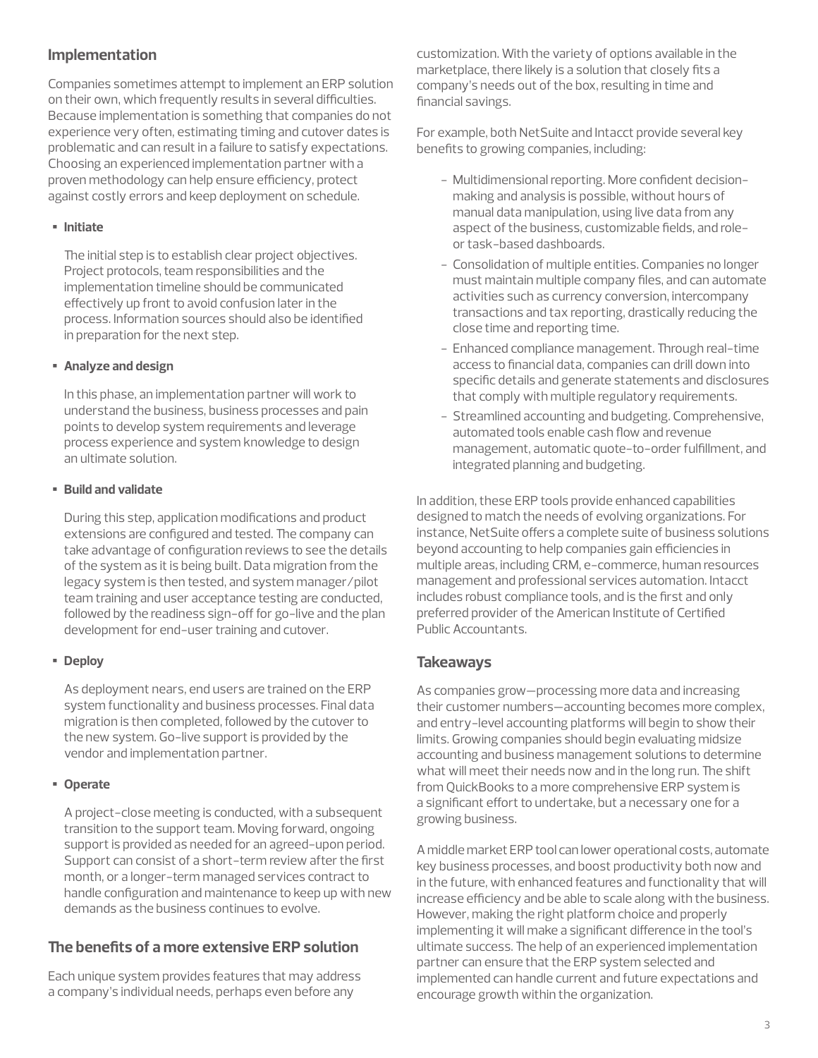## Implementation

Companies sometimes attempt to implement an ERP solution on their own, which frequently results in several difficulties. Because implementation is something that companies do not experience very often, estimating timing and cutover dates is problematic and can result in a failure to satisfy expectations. Choosing an experienced implementation partner with a proven methodology can help ensure efficiency, protect against costly errors and keep deployment on schedule.

- **Initiate**

  The initial step is to establish clear project objectives. Project protocols, team responsibilities and the implementation timeline should be communicated effectively up front to avoid confusion later in the process. Information sources should also be identified in preparation for the next step.

- **Analyze and design**

  In this phase, an implementation partner will work to understand the business, business processes and pain points to develop system requirements and leverage process experience and system knowledge to design an ultimate solution.

- **Build and validate**

  During this step, application modifications and product extensions are configured and tested. The company can take advantage of configuration reviews to see the details of the system as it is being built. Data migration from the legacy system is then tested, and system manager/pilot team training and user acceptance testing are conducted, followed by the readiness sign-off for go-live and the plan development for end-user training and cutover.

- **Deploy**

  As deployment nears, end users are trained on the ERP system functionality and business processes. Final data migration is then completed, followed by the cutover to the new system. Go-live support is provided by the vendor and implementation partner.

- **Operate**

  A project-close meeting is conducted, with a subsequent transition to the support team. Moving forward, ongoing support is provided as needed for an agreed-upon period. Support can consist of a short-term review after the first month, or a longer-term managed services contract to handle configuration and maintenance to keep up with new demands as the business continues to evolve.

## The benefits of a more extensive ERP solution

Each unique system provides features that may address a company's individual needs, perhaps even before any customization. With the variety of options available in the marketplace, there likely is a solution that closely fits a company's needs out of the box, resulting in time and financial savings.

For example, both NetSuite and Intacct provide several key benefits to growing companies, including:

- Multidimensional reporting. More confident decision-making and analysis is possible, without hours of manual data manipulation, using live data from any aspect of the business, customizable fields, and role- or task-based dashboards.
- Consolidation of multiple entities. Companies no longer must maintain multiple company files, and can automate activities such as currency conversion, intercompany transactions and tax reporting, drastically reducing the close time and reporting time.
- Enhanced compliance management. Through real-time access to financial data, companies can drill down into specific details and generate statements and disclosures that comply with multiple regulatory requirements.
- Streamlined accounting and budgeting. Comprehensive, automated tools enable cash flow and revenue management, automatic quote-to-order fulfillment, and integrated planning and budgeting.

In addition, these ERP tools provide enhanced capabilities designed to match the needs of evolving organizations. For instance, NetSuite offers a complete suite of business solutions beyond accounting to help companies gain efficiencies in multiple areas, including CRM, e-commerce, human resources management and professional services automation. Intacct includes robust compliance tools, and is the first and only preferred provider of the American Institute of Certified Public Accountants.

## Takeaways

As companies grow—processing more data and increasing their customer numbers—accounting becomes more complex, and entry-level accounting platforms will begin to show their limits. Growing companies should begin evaluating midsize accounting and business management solutions to determine what will meet their needs now and in the long run. The shift from QuickBooks to a more comprehensive ERP system is a significant effort to undertake, but a necessary one for a growing business.

A middle market ERP tool can lower operational costs, automate key business processes, and boost productivity both now and in the future, with enhanced features and functionality that will increase efficiency and be able to scale along with the business. However, making the right platform choice and properly implementing it will make a significant difference in the tool's ultimate success. The help of an experienced implementation partner can ensure that the ERP system selected and implemented can handle current and future expectations and encourage growth within the organization.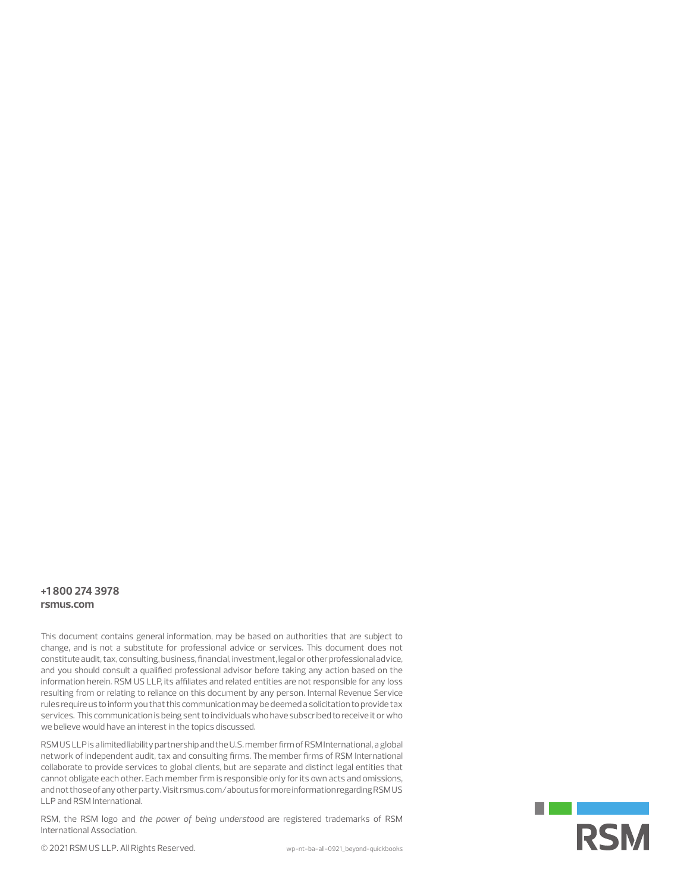**+1 800 274 3978**
**rsmus.com**

This document contains general information, may be based on authorities that are subject to change, and is not a substitute for professional advice or services. This document does not constitute audit, tax, consulting, business, financial, investment, legal or other professional advice, and you should consult a qualified professional advisor before taking any action based on the information herein. RSM US LLP, its affiliates and related entities are not responsible for any loss resulting from or relating to reliance on this document by any person. Internal Revenue Service rules require us to inform you that this communication may be deemed a solicitation to provide tax services. This communication is being sent to individuals who have subscribed to receive it or who we believe would have an interest in the topics discussed.

RSM US LLP is a limited liability partnership and the U.S. member firm of RSM International, a global network of independent audit, tax and consulting firms. The member firms of RSM International collaborate to provide services to global clients, but are separate and distinct legal entities that cannot obligate each other. Each member firm is responsible only for its own acts and omissions, and not those of any other party. Visit rsmus.com/aboutus for more information regarding RSM US LLP and RSM International.

RSM, the RSM logo and *the power of being understood* are registered trademarks of RSM International Association.

© 2021 RSM US LLP. All Rights Reserved.

wp-nt-ba-all-0921_beyond-quickbooks

RSM